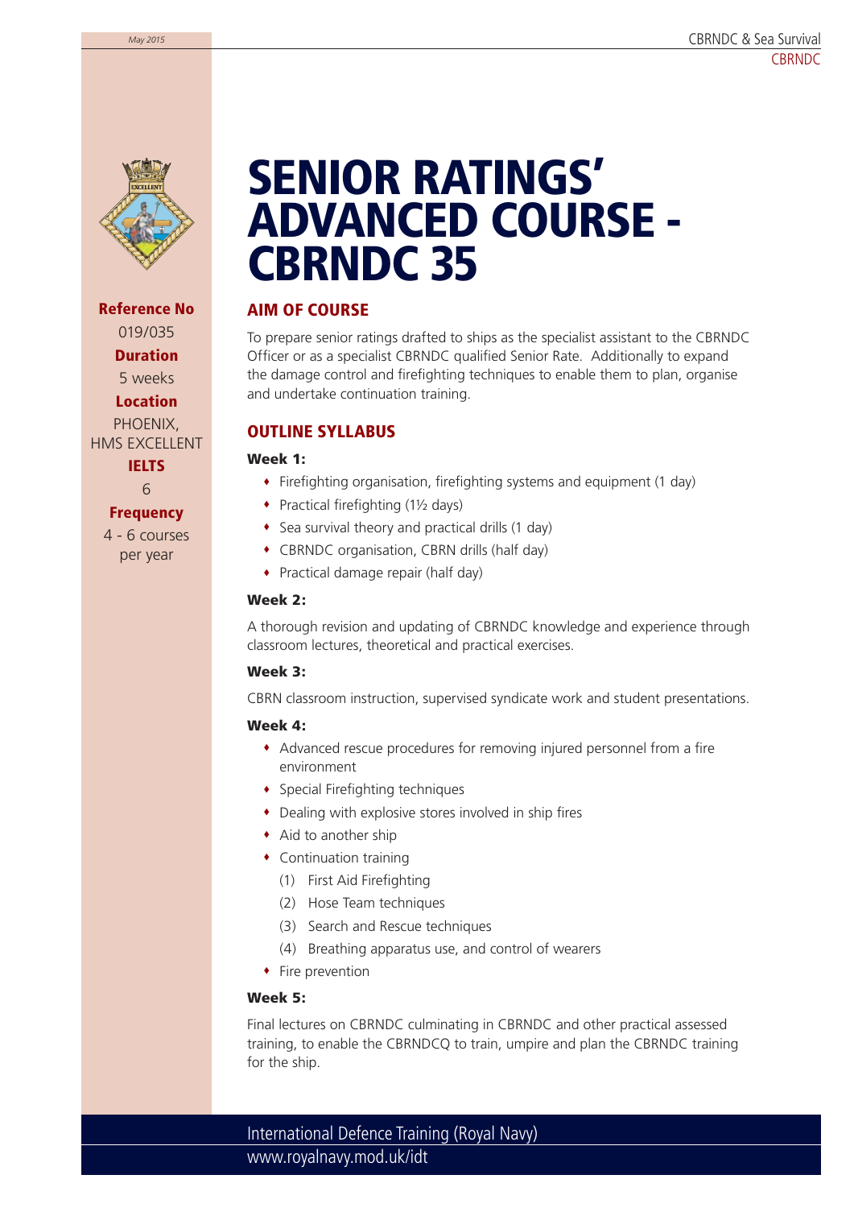# SENIOR RATINGS' ADVANCED COURSE - CBRNDC 35

**Reference No**
019/035

**Duration**
5 weeks

**Location**
PHOENIX, HMS EXCELLENT

**IELTS**
6

**Frequency**
4 - 6 courses per year

## AIM OF COURSE

To prepare senior ratings drafted to ships as the specialist assistant to the CBRNDC Officer or as a specialist CBRNDC qualified Senior Rate. Additionally to expand the damage control and firefighting techniques to enable them to plan, organise and undertake continuation training.

## OUTLINE SYLLABUS

### Week 1:

- Firefighting organisation, firefighting systems and equipment (1 day)
- Practical firefighting (1½ days)
- Sea survival theory and practical drills (1 day)
- CBRNDC organisation, CBRN drills (half day)
- Practical damage repair (half day)

### Week 2:

A thorough revision and updating of CBRNDC knowledge and experience through classroom lectures, theoretical and practical exercises.

### Week 3:

CBRN classroom instruction, supervised syndicate work and student presentations.

### Week 4:

- Advanced rescue procedures for removing injured personnel from a fire environment
- Special Firefighting techniques
- Dealing with explosive stores involved in ship fires
- Aid to another ship
- Continuation training
  - (1) First Aid Firefighting
  - (2) Hose Team techniques
  - (3) Search and Rescue techniques
  - (4) Breathing apparatus use, and control of wearers
- Fire prevention

### Week 5:

Final lectures on CBRNDC culminating in CBRNDC and other practical assessed training, to enable the CBRNDCQ to train, umpire and plan the CBRNDC training for the ship.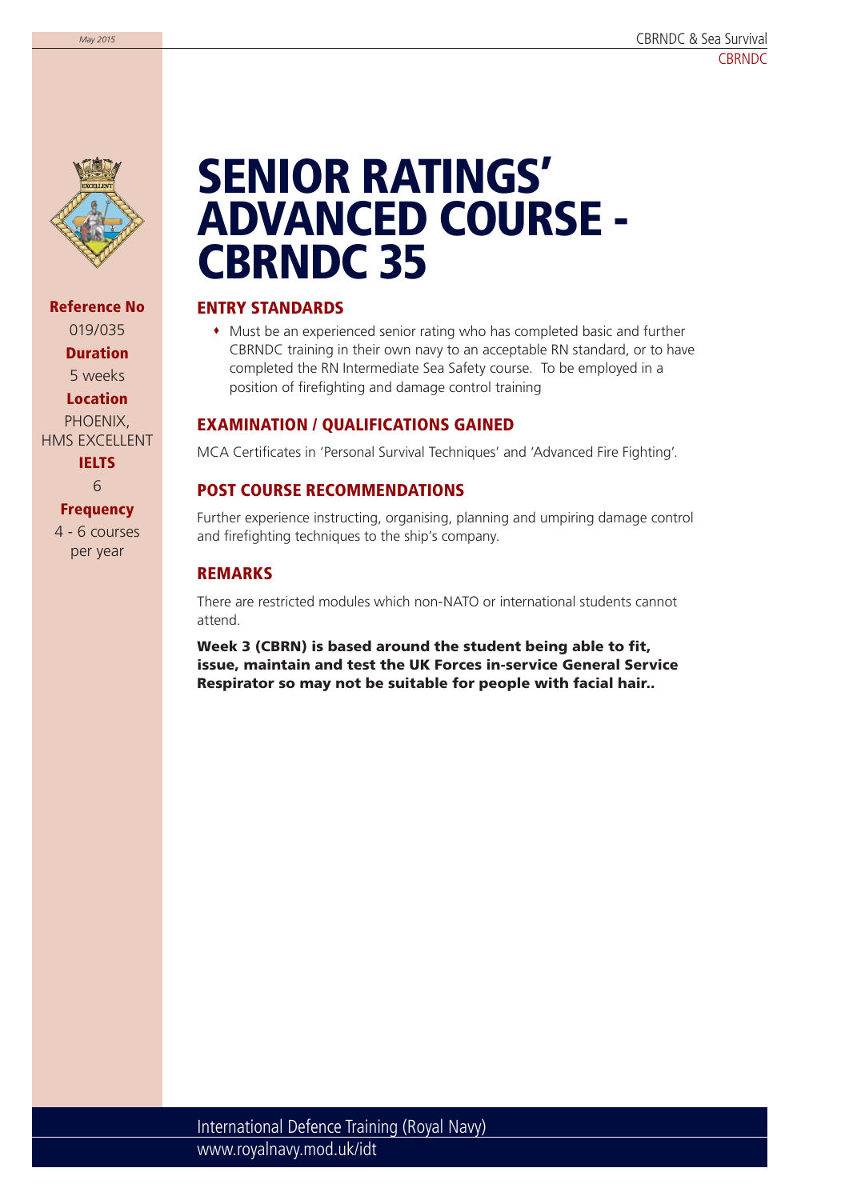# SENIOR RATINGS' ADVANCED COURSE - CBRNDC 35

**Reference No**
019/035

**Duration**
5 weeks

**Location**
PHOENIX, HMS EXCELLENT

**IELTS**
6

**Frequency**
4 - 6 courses per year

## ENTRY STANDARDS

- Must be an experienced senior rating who has completed basic and further CBRNDC training in their own navy to an acceptable RN standard, or to have completed the RN Intermediate Sea Safety course. To be employed in a position of firefighting and damage control training

## EXAMINATION / QUALIFICATIONS GAINED

MCA Certificates in 'Personal Survival Techniques' and 'Advanced Fire Fighting'.

## POST COURSE RECOMMENDATIONS

Further experience instructing, organising, planning and umpiring damage control and firefighting techniques to the ship's company.

## REMARKS

There are restricted modules which non-NATO or international students cannot attend.

**Week 3 (CBRN) is based around the student being able to fit, issue, maintain and test the UK Forces in-service General Service Respirator so may not be suitable for people with facial hair..**

International Defence Training (Royal Navy)
www.royalnavy.mod.uk/idt